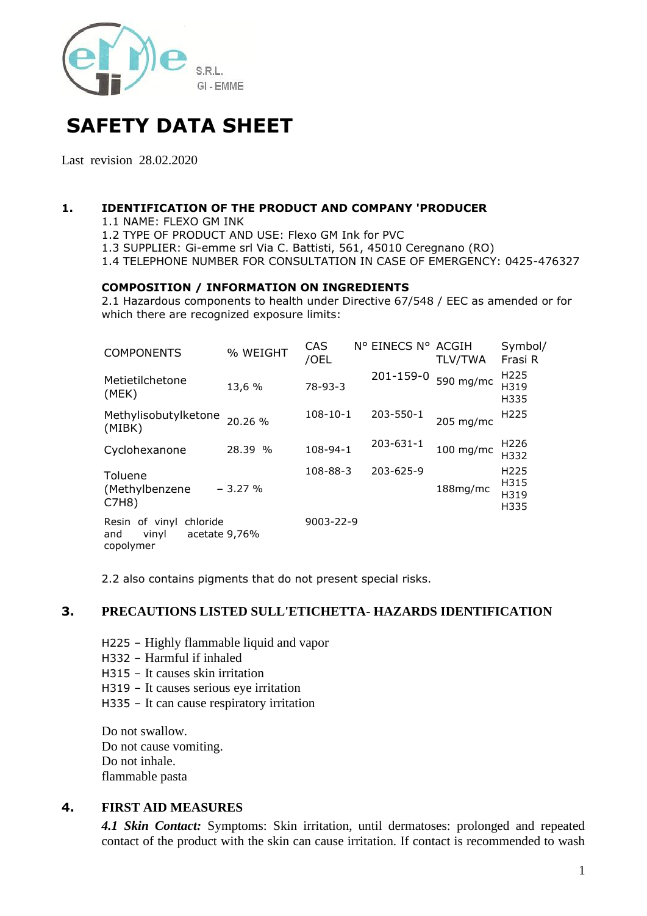S.R.L.
GI - EMME

# SAFETY DATA SHEET

Last revision 28.02.2020

## 1. IDENTIFICATION OF THE PRODUCT AND COMPANY 'PRODUCER

1.1 NAME: FLEXO GM INK
1.2 TYPE OF PRODUCT AND USE: Flexo GM Ink for PVC
1.3 SUPPLIER: Gi-emme srl Via C. Battisti, 561, 45010 Ceregnano (RO)
1.4 TELEPHONE NUMBER FOR CONSULTATION IN CASE OF EMERGENCY: 0425-476327

### COMPOSITION / INFORMATION ON INGREDIENTS

2.1 Hazardous components to health under Directive 67/548 / EEC as amended or for which there are recognized exposure limits:

| COMPONENTS | % WEIGHT | CAS /OEL | N° EINECS N° | ACGIH TLV/TWA | Symbol/ Frasi R |
|---|---|---|---|---|---|
| Metietilchetone (MEK) | 13,6 % | 78-93-3 | 201-159-0 | 590 mg/mc | H225 H319 H335 |
| Methylisobutylketone (MIBK) | 20.26 % | 108-10-1 | 203-550-1 | 205 mg/mc | H225 |
| Cyclohexanone | 28.39 % | 108-94-1 | 203-631-1 | 100 mg/mc | H226 H332 |
| Toluene (Methylbenzene C7H8) | – 3.27 % | 108-88-3 | 203-625-9 | 188mg/mc | H225 H315 H319 H335 |
| Resin of vinyl chloride and vinyl acetate copolymer | 9,76% | 9003-22-9 | | | |

2.2 also contains pigments that do not present special risks.

## 3. PRECAUTIONS LISTED SULL'ETICHETTA- HAZARDS IDENTIFICATION

H225 – Highly flammable liquid and vapor
H332 – Harmful if inhaled
H315 – It causes skin irritation
H319 – It causes serious eye irritation
H335 – It can cause respiratory irritation

Do not swallow.
Do not cause vomiting.
Do not inhale.
flammable pasta

## 4. FIRST AID MEASURES

***4.1 Skin Contact:*** Symptoms: Skin irritation, until dermatoses: prolonged and repeated contact of the product with the skin can cause irritation. If contact is recommended to wash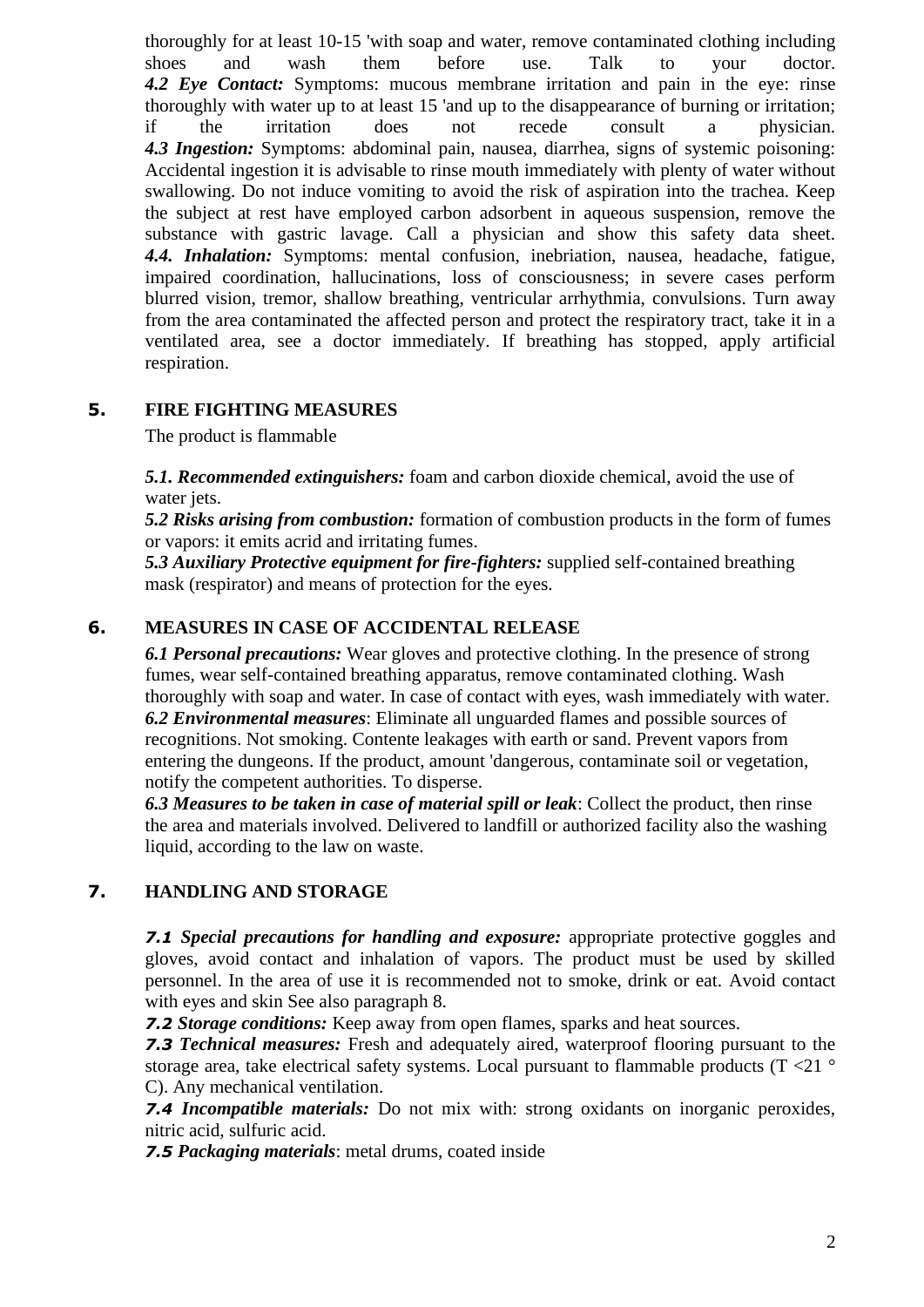thoroughly for at least 10-15 'with soap and water, remove contaminated clothing including shoes and wash them before use. Talk to your doctor.
***4.2 Eye Contact:*** Symptoms: mucous membrane irritation and pain in the eye: rinse thoroughly with water up to at least 15 'and up to the disappearance of burning or irritation; if the irritation does not recede consult a physician.
***4.3 Ingestion:*** Symptoms: abdominal pain, nausea, diarrhea, signs of systemic poisoning: Accidental ingestion it is advisable to rinse mouth immediately with plenty of water without swallowing. Do not induce vomiting to avoid the risk of aspiration into the trachea. Keep the subject at rest have employed carbon adsorbent in aqueous suspension, remove the substance with gastric lavage. Call a physician and show this safety data sheet.
***4.4. Inhalation:*** Symptoms: mental confusion, inebriation, nausea, headache, fatigue, impaired coordination, hallucinations, loss of consciousness; in severe cases perform blurred vision, tremor, shallow breathing, ventricular arrhythmia, convulsions. Turn away from the area contaminated the affected person and protect the respiratory tract, take it in a ventilated area, see a doctor immediately. If breathing has stopped, apply artificial respiration.

## 5. FIRE FIGHTING MEASURES

The product is flammable

***5.1. Recommended extinguishers:*** foam and carbon dioxide chemical, avoid the use of water jets.
***5.2 Risks arising from combustion:*** formation of combustion products in the form of fumes or vapors: it emits acrid and irritating fumes.
***5.3 Auxiliary Protective equipment for fire-fighters:*** supplied self-contained breathing mask (respirator) and means of protection for the eyes.

## 6. MEASURES IN CASE OF ACCIDENTAL RELEASE

***6.1 Personal precautions:*** Wear gloves and protective clothing. In the presence of strong fumes, wear self-contained breathing apparatus, remove contaminated clothing. Wash thoroughly with soap and water. In case of contact with eyes, wash immediately with water.
***6.2 Environmental measures***: Eliminate all unguarded flames and possible sources of recognitions. Not smoking. Contente leakages with earth or sand. Prevent vapors from entering the dungeons. If the product, amount 'dangerous, contaminate soil or vegetation, notify the competent authorities. To disperse.
***6.3 Measures to be taken in case of material spill or leak***: Collect the product, then rinse the area and materials involved. Delivered to landfill or authorized facility also the washing liquid, according to the law on waste.

## 7. HANDLING AND STORAGE

***7.1 Special precautions for handling and exposure:*** appropriate protective goggles and gloves, avoid contact and inhalation of vapors. The product must be used by skilled personnel. In the area of use it is recommended not to smoke, drink or eat. Avoid contact with eyes and skin See also paragraph 8.
***7.2 Storage conditions:*** Keep away from open flames, sparks and heat sources.
***7.3 Technical measures:*** Fresh and adequately aired, waterproof flooring pursuant to the storage area, take electrical safety systems. Local pursuant to flammable products (T <21 ° C). Any mechanical ventilation.
***7.4 Incompatible materials:*** Do not mix with: strong oxidants on inorganic peroxides, nitric acid, sulfuric acid.
***7.5 Packaging materials***: metal drums, coated inside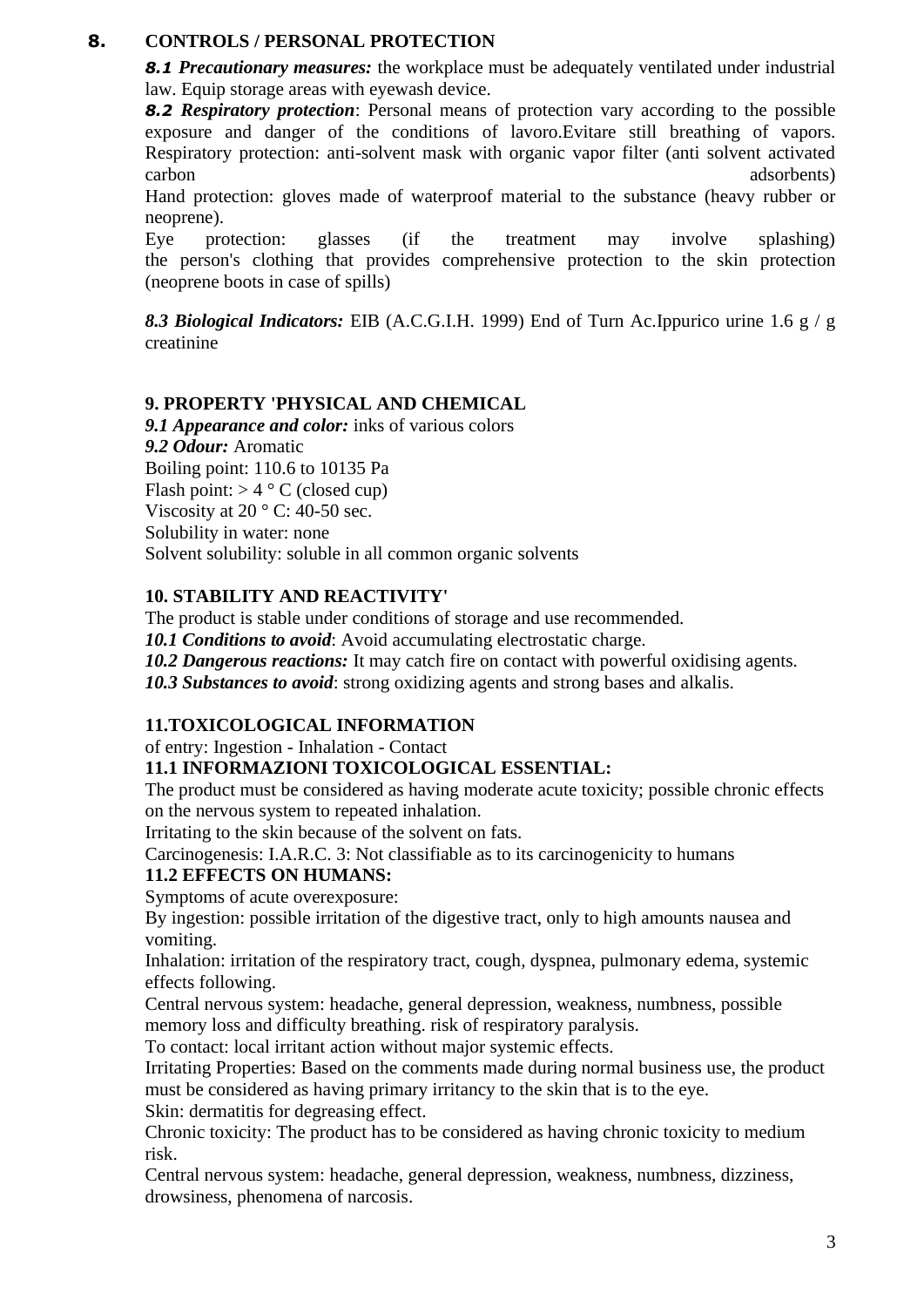## 8. CONTROLS / PERSONAL PROTECTION

***8.1 Precautionary measures:*** the workplace must be adequately ventilated under industrial law. Equip storage areas with eyewash device.

***8.2 Respiratory protection***: Personal means of protection vary according to the possible exposure and danger of the conditions of lavoro.Evitare still breathing of vapors. Respiratory protection: anti-solvent mask with organic vapor filter (anti solvent activated carbon adsorbents)

Hand protection: gloves made of waterproof material to the substance (heavy rubber or neoprene).

Eye protection: glasses (if the treatment may involve splashing) the person's clothing that provides comprehensive protection to the skin protection (neoprene boots in case of spills)

***8.3 Biological Indicators:*** EIB (A.C.G.I.H. 1999) End of Turn Ac.Ippurico urine 1.6 g / g creatinine

## 9. PROPERTY 'PHYSICAL AND CHEMICAL

***9.1 Appearance and color:*** inks of various colors
***9.2 Odour:*** Aromatic
Boiling point: 110.6 to 10135 Pa
Flash point: > 4 ° C (closed cup)
Viscosity at 20 ° C: 40-50 sec.
Solubility in water: none
Solvent solubility: soluble in all common organic solvents

## 10. STABILITY AND REACTIVITY'

The product is stable under conditions of storage and use recommended.
***10.1 Conditions to avoid***: Avoid accumulating electrostatic charge.
***10.2 Dangerous reactions:*** It may catch fire on contact with powerful oxidising agents.
***10.3 Substances to avoid***: strong oxidizing agents and strong bases and alkalis.

## 11.TOXICOLOGICAL INFORMATION

of entry: Ingestion - Inhalation - Contact

### 11.1 INFORMAZIONI TOXICOLOGICAL ESSENTIAL:

The product must be considered as having moderate acute toxicity; possible chronic effects on the nervous system to repeated inhalation.
Irritating to the skin because of the solvent on fats.
Carcinogenesis: I.A.R.C. 3: Not classifiable as to its carcinogenicity to humans

### 11.2 EFFECTS ON HUMANS:

Symptoms of acute overexposure:
By ingestion: possible irritation of the digestive tract, only to high amounts nausea and vomiting.
Inhalation: irritation of the respiratory tract, cough, dyspnea, pulmonary edema, systemic effects following.
Central nervous system: headache, general depression, weakness, numbness, possible memory loss and difficulty breathing. risk of respiratory paralysis.
To contact: local irritant action without major systemic effects.
Irritating Properties: Based on the comments made during normal business use, the product must be considered as having primary irritancy to the skin that is to the eye.
Skin: dermatitis for degreasing effect.
Chronic toxicity: The product has to be considered as having chronic toxicity to medium risk.
Central nervous system: headache, general depression, weakness, numbness, dizziness, drowsiness, phenomena of narcosis.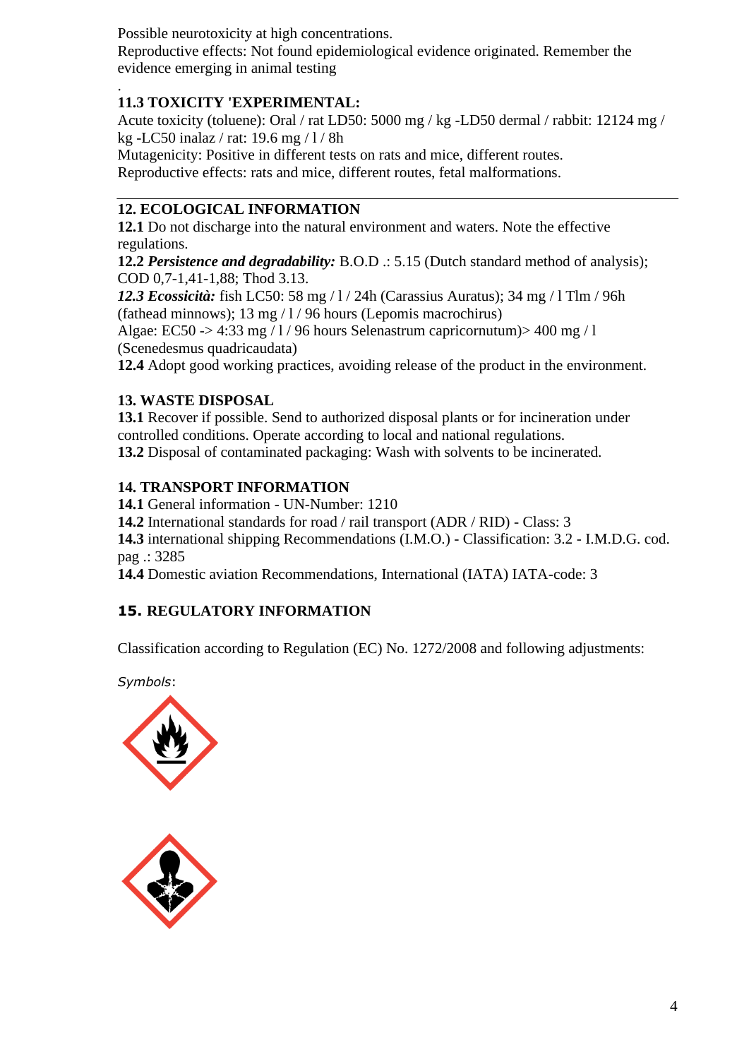Possible neurotoxicity at high concentrations.
Reproductive effects: Not found epidemiological evidence originated. Remember the evidence emerging in animal testing

.

### 11.3 TOXICITY 'EXPERIMENTAL:

Acute toxicity (toluene): Oral / rat LD50: 5000 mg / kg -LD50 dermal / rabbit: 12124 mg / kg -LC50 inalaz / rat: 19.6 mg / l / 8h
Mutagenicity: Positive in different tests on rats and mice, different routes.
Reproductive effects: rats and mice, different routes, fetal malformations.

---

## 12. ECOLOGICAL INFORMATION

**12.1** Do not discharge into the natural environment and waters. Note the effective regulations.
**12.2** ***Persistence and degradability:*** B.O.D .: 5.15 (Dutch standard method of analysis); COD 0,7-1,41-1,88; Thod 3.13.
***12.3 Ecossicità:*** fish LC50: 58 mg / l / 24h (Carassius Auratus); 34 mg / l Tlm / 96h (fathead minnows); 13 mg / l / 96 hours (Lepomis macrochirus)
Algae: EC50 -> 4:33 mg / l / 96 hours Selenastrum capricornutum)> 400 mg / l (Scenedesmus quadricaudata)
**12.4** Adopt good working practices, avoiding release of the product in the environment.

## 13. WASTE DISPOSAL

**13.1** Recover if possible. Send to authorized disposal plants or for incineration under controlled conditions. Operate according to local and national regulations.
**13.2** Disposal of contaminated packaging: Wash with solvents to be incinerated.

## 14. TRANSPORT INFORMATION

**14.1** General information - UN-Number: 1210
**14.2** International standards for road / rail transport (ADR / RID) - Class: 3
**14.3** international shipping Recommendations (I.M.O.) - Classification: 3.2 - I.M.D.G. cod. pag .: 3285
**14.4** Domestic aviation Recommendations, International (IATA) IATA-code: 3

## 15. REGULATORY INFORMATION

Classification according to Regulation (EC) No. 1272/2008 and following adjustments:

*Symbols*: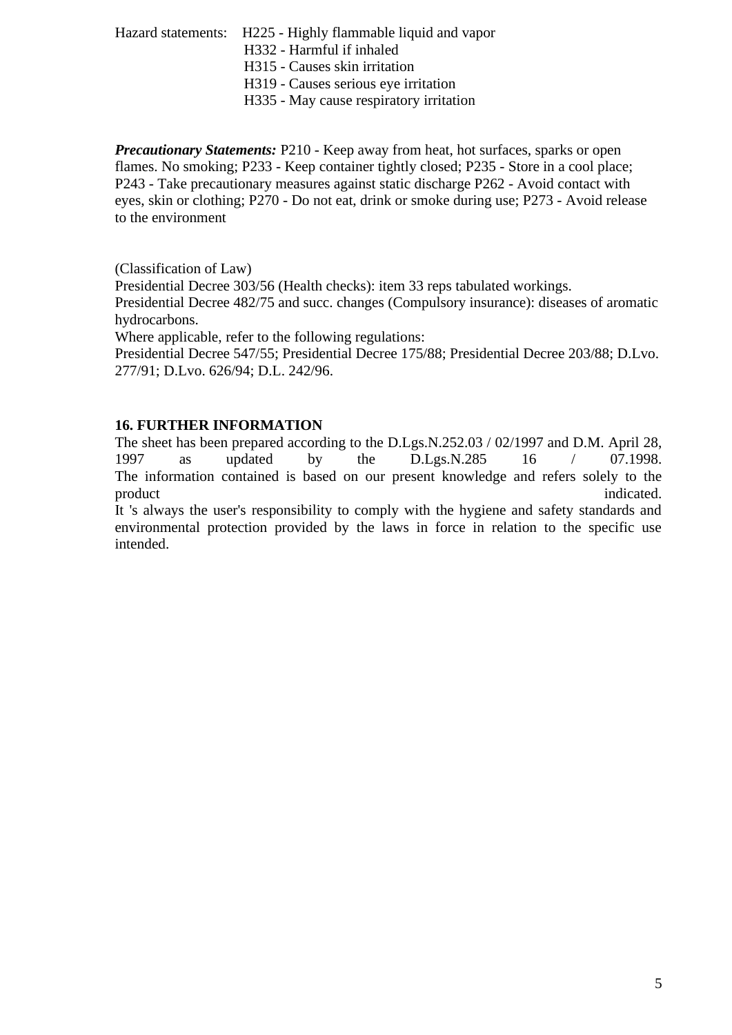Hazard statements: H225 - Highly flammable liquid and vapor
H332 - Harmful if inhaled
H315 - Causes skin irritation
H319 - Causes serious eye irritation
H335 - May cause respiratory irritation

***Precautionary Statements:*** P210 - Keep away from heat, hot surfaces, sparks or open flames. No smoking; P233 - Keep container tightly closed; P235 - Store in a cool place; P243 - Take precautionary measures against static discharge P262 - Avoid contact with eyes, skin or clothing; P270 - Do not eat, drink or smoke during use; P273 - Avoid release to the environment

(Classification of Law)
Presidential Decree 303/56 (Health checks): item 33 reps tabulated workings.
Presidential Decree 482/75 and succ. changes (Compulsory insurance): diseases of aromatic hydrocarbons.
Where applicable, refer to the following regulations:
Presidential Decree 547/55; Presidential Decree 175/88; Presidential Decree 203/88; D.Lvo. 277/91; D.Lvo. 626/94; D.L. 242/96.

## 16. FURTHER INFORMATION

The sheet has been prepared according to the D.Lgs.N.252.03 / 02/1997 and D.M. April 28, 1997 as updated by the D.Lgs.N.285 16 / 07.1998.
The information contained is based on our present knowledge and refers solely to the product indicated.
It 's always the user's responsibility to comply with the hygiene and safety standards and environmental protection provided by the laws in force in relation to the specific use intended.